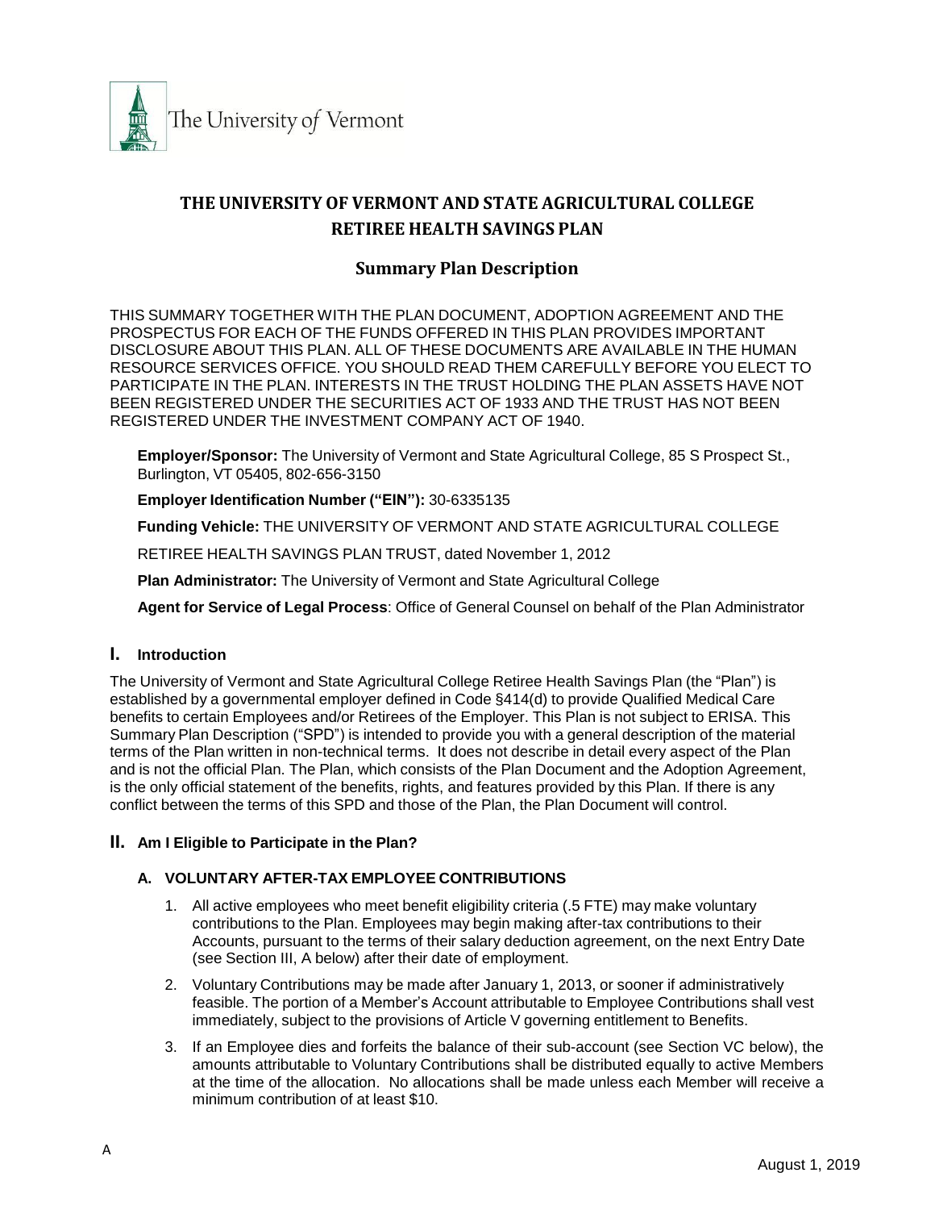The University of Vermont

# THE UNIVERSITY OF VERMONT AND STATE AGRICULTURAL COLLEGE RETIREE HEALTH SAVINGS PLAN

## Summary Plan Description

THIS SUMMARY TOGETHER WITH THE PLAN DOCUMENT, ADOPTION AGREEMENT AND THE PROSPECTUS FOR EACH OF THE FUNDS OFFERED IN THIS PLAN PROVIDES IMPORTANT DISCLOSURE ABOUT THIS PLAN. ALL OF THESE DOCUMENTS ARE AVAILABLE IN THE HUMAN RESOURCE SERVICES OFFICE. YOU SHOULD READ THEM CAREFULLY BEFORE YOU ELECT TO PARTICIPATE IN THE PLAN. INTERESTS IN THE TRUST HOLDING THE PLAN ASSETS HAVE NOT BEEN REGISTERED UNDER THE SECURITIES ACT OF 1933 AND THE TRUST HAS NOT BEEN REGISTERED UNDER THE INVESTMENT COMPANY ACT OF 1940.

**Employer/Sponsor:** The University of Vermont and State Agricultural College, 85 S Prospect St., Burlington, VT 05405, 802-656-3150

**Employer Identification Number ("EIN"):** 30-6335135

**Funding Vehicle:** THE UNIVERSITY OF VERMONT AND STATE AGRICULTURAL COLLEGE RETIREE HEALTH SAVINGS PLAN TRUST, dated November 1, 2012

**Plan Administrator:** The University of Vermont and State Agricultural College

**Agent for Service of Legal Process**: Office of General Counsel on behalf of the Plan Administrator

### I. Introduction

The University of Vermont and State Agricultural College Retiree Health Savings Plan (the "Plan") is established by a governmental employer defined in Code §414(d) to provide Qualified Medical Care benefits to certain Employees and/or Retirees of the Employer. This Plan is not subject to ERISA. This Summary Plan Description ("SPD") is intended to provide you with a general description of the material terms of the Plan written in non-technical terms. It does not describe in detail every aspect of the Plan and is not the official Plan. The Plan, which consists of the Plan Document and the Adoption Agreement, is the only official statement of the benefits, rights, and features provided by this Plan. If there is any conflict between the terms of this SPD and those of the Plan, the Plan Document will control.

### II. Am I Eligible to Participate in the Plan?

#### A. VOLUNTARY AFTER-TAX EMPLOYEE CONTRIBUTIONS

1. All active employees who meet benefit eligibility criteria (.5 FTE) may make voluntary contributions to the Plan. Employees may begin making after-tax contributions to their Accounts, pursuant to the terms of their salary deduction agreement, on the next Entry Date (see Section III, A below) after their date of employment.
2. Voluntary Contributions may be made after January 1, 2013, or sooner if administratively feasible. The portion of a Member's Account attributable to Employee Contributions shall vest immediately, subject to the provisions of Article V governing entitlement to Benefits.
3. If an Employee dies and forfeits the balance of their sub-account (see Section VC below), the amounts attributable to Voluntary Contributions shall be distributed equally to active Members at the time of the allocation. No allocations shall be made unless each Member will receive a minimum contribution of at least $10.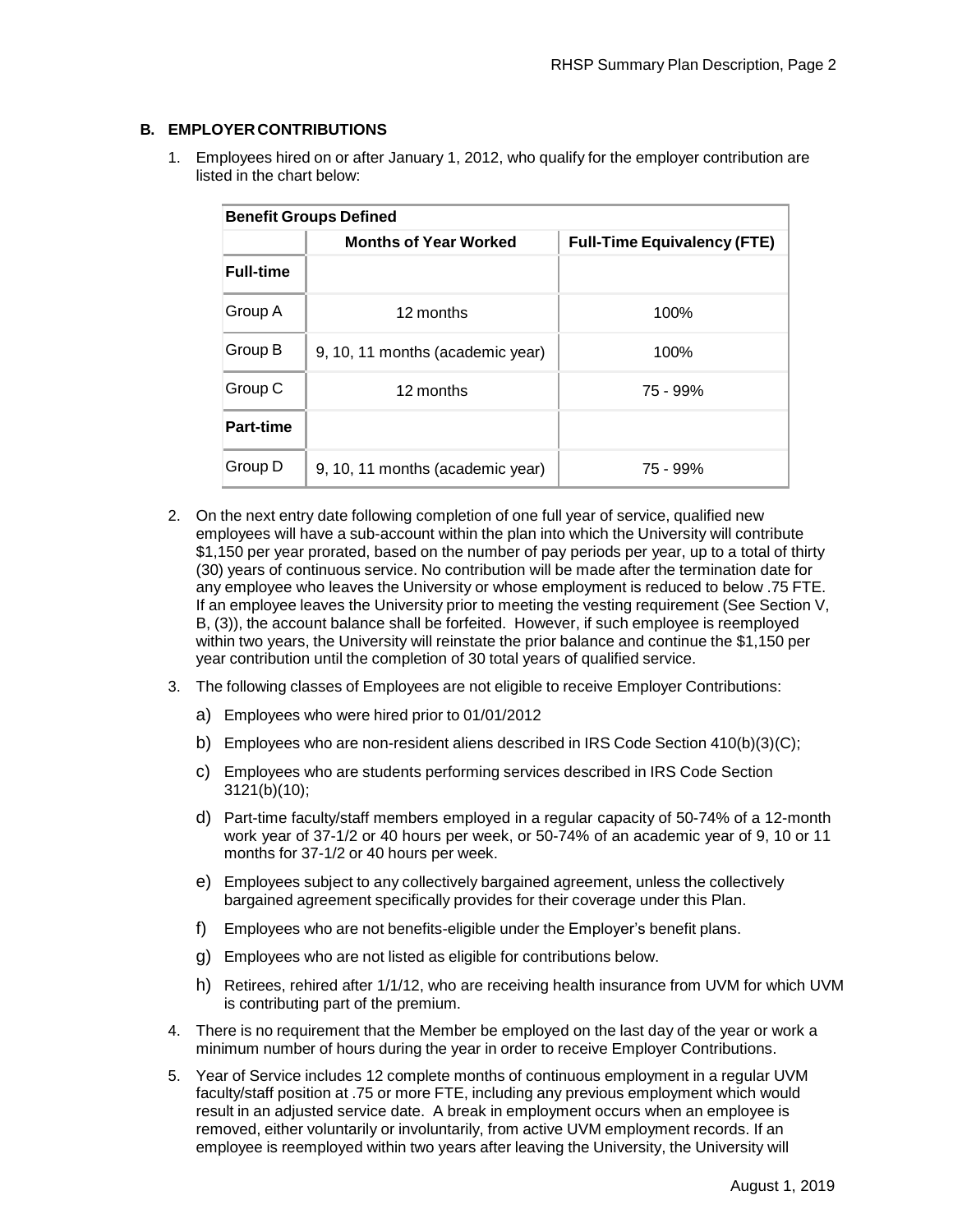### B. EMPLOYER CONTRIBUTIONS

1. Employees hired on or after January 1, 2012, who qualify for the employer contribution are listed in the chart below:

| Benefit Groups Defined | | |
|---|---|---|
| | **Months of Year Worked** | **Full-Time Equivalency (FTE)** |
| **Full-time** | | |
| Group A | 12 months | 100% |
| Group B | 9, 10, 11 months (academic year) | 100% |
| Group C | 12 months | 75 - 99% |
| **Part-time** | | |
| Group D | 9, 10, 11 months (academic year) | 75 - 99% |

2. On the next entry date following completion of one full year of service, qualified new employees will have a sub-account within the plan into which the University will contribute $1,150 per year prorated, based on the number of pay periods per year, up to a total of thirty (30) years of continuous service. No contribution will be made after the termination date for any employee who leaves the University or whose employment is reduced to below .75 FTE. If an employee leaves the University prior to meeting the vesting requirement (See Section V, B, (3)), the account balance shall be forfeited. However, if such employee is reemployed within two years, the University will reinstate the prior balance and continue the $1,150 per year contribution until the completion of 30 total years of qualified service.

3. The following classes of Employees are not eligible to receive Employer Contributions:

   a) Employees who were hired prior to 01/01/2012

   b) Employees who are non-resident aliens described in IRS Code Section 410(b)(3)(C);

   c) Employees who are students performing services described in IRS Code Section 3121(b)(10);

   d) Part-time faculty/staff members employed in a regular capacity of 50-74% of a 12-month work year of 37-1/2 or 40 hours per week, or 50-74% of an academic year of 9, 10 or 11 months for 37-1/2 or 40 hours per week.

   e) Employees subject to any collectively bargained agreement, unless the collectively bargained agreement specifically provides for their coverage under this Plan.

   f) Employees who are not benefits-eligible under the Employer's benefit plans.

   g) Employees who are not listed as eligible for contributions below.

   h) Retirees, rehired after 1/1/12, who are receiving health insurance from UVM for which UVM is contributing part of the premium.

4. There is no requirement that the Member be employed on the last day of the year or work a minimum number of hours during the year in order to receive Employer Contributions.

5. Year of Service includes 12 complete months of continuous employment in a regular UVM faculty/staff position at .75 or more FTE, including any previous employment which would result in an adjusted service date. A break in employment occurs when an employee is removed, either voluntarily or involuntarily, from active UVM employment records. If an employee is reemployed within two years after leaving the University, the University will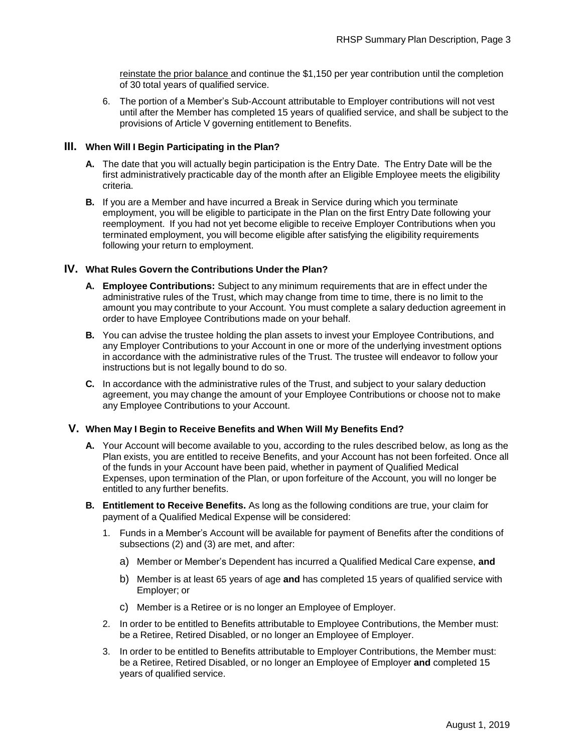reinstate the prior balance and continue the $1,150 per year contribution until the completion of 30 total years of qualified service.

6. The portion of a Member's Sub-Account attributable to Employer contributions will not vest until after the Member has completed 15 years of qualified service, and shall be subject to the provisions of Article V governing entitlement to Benefits.

## III. When Will I Begin Participating in the Plan?

**A.** The date that you will actually begin participation is the Entry Date. The Entry Date will be the first administratively practicable day of the month after an Eligible Employee meets the eligibility criteria.

**B.** If you are a Member and have incurred a Break in Service during which you terminate employment, you will be eligible to participate in the Plan on the first Entry Date following your reemployment. If you had not yet become eligible to receive Employer Contributions when you terminated employment, you will become eligible after satisfying the eligibility requirements following your return to employment.

## IV. What Rules Govern the Contributions Under the Plan?

**A. Employee Contributions:** Subject to any minimum requirements that are in effect under the administrative rules of the Trust, which may change from time to time, there is no limit to the amount you may contribute to your Account. You must complete a salary deduction agreement in order to have Employee Contributions made on your behalf.

**B.** You can advise the trustee holding the plan assets to invest your Employee Contributions, and any Employer Contributions to your Account in one or more of the underlying investment options in accordance with the administrative rules of the Trust. The trustee will endeavor to follow your instructions but is not legally bound to do so.

**C.** In accordance with the administrative rules of the Trust, and subject to your salary deduction agreement, you may change the amount of your Employee Contributions or choose not to make any Employee Contributions to your Account.

## V. When May I Begin to Receive Benefits and When Will My Benefits End?

**A.** Your Account will become available to you, according to the rules described below, as long as the Plan exists, you are entitled to receive Benefits, and your Account has not been forfeited. Once all of the funds in your Account have been paid, whether in payment of Qualified Medical Expenses, upon termination of the Plan, or upon forfeiture of the Account, you will no longer be entitled to any further benefits.

**B. Entitlement to Receive Benefits.** As long as the following conditions are true, your claim for payment of a Qualified Medical Expense will be considered:

1. Funds in a Member's Account will be available for payment of Benefits after the conditions of subsections (2) and (3) are met, and after:

   a) Member or Member's Dependent has incurred a Qualified Medical Care expense, **and**

   b) Member is at least 65 years of age **and** has completed 15 years of qualified service with Employer; or

   c) Member is a Retiree or is no longer an Employee of Employer.

2. In order to be entitled to Benefits attributable to Employee Contributions, the Member must: be a Retiree, Retired Disabled, or no longer an Employee of Employer.

3. In order to be entitled to Benefits attributable to Employer Contributions, the Member must: be a Retiree, Retired Disabled, or no longer an Employee of Employer **and** completed 15 years of qualified service.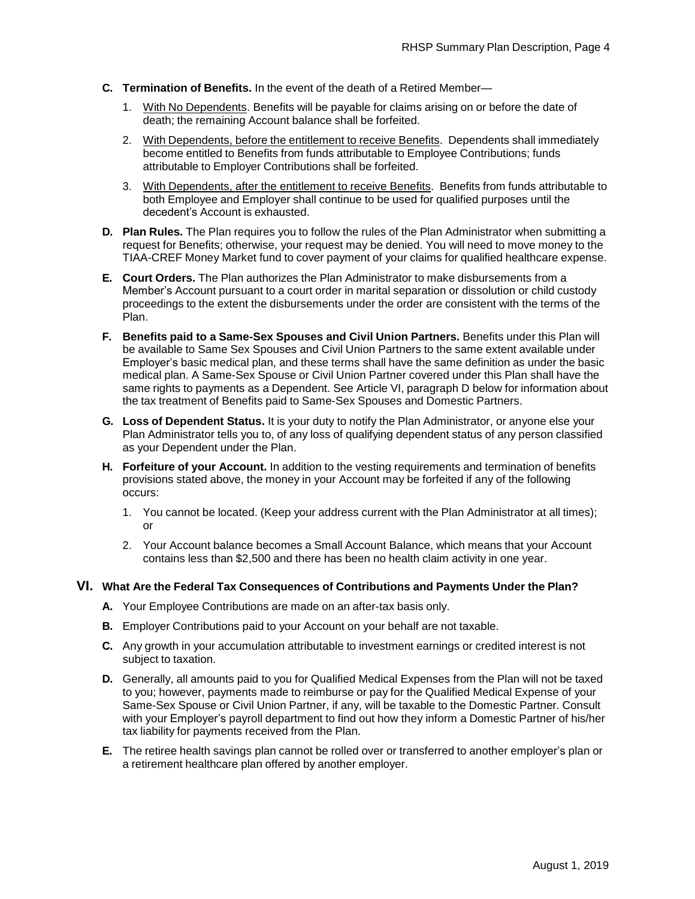**C. Termination of Benefits.** In the event of the death of a Retired Member—

1. <u>With No Dependents</u>. Benefits will be payable for claims arising on or before the date of death; the remaining Account balance shall be forfeited.
2. <u>With Dependents, before the entitlement to receive Benefits</u>. Dependents shall immediately become entitled to Benefits from funds attributable to Employee Contributions; funds attributable to Employer Contributions shall be forfeited.
3. <u>With Dependents, after the entitlement to receive Benefits</u>. Benefits from funds attributable to both Employee and Employer shall continue to be used for qualified purposes until the decedent's Account is exhausted.

**D. Plan Rules.** The Plan requires you to follow the rules of the Plan Administrator when submitting a request for Benefits; otherwise, your request may be denied. You will need to move money to the TIAA-CREF Money Market fund to cover payment of your claims for qualified healthcare expense.

**E. Court Orders.** The Plan authorizes the Plan Administrator to make disbursements from a Member's Account pursuant to a court order in marital separation or dissolution or child custody proceedings to the extent the disbursements under the order are consistent with the terms of the Plan.

**F. Benefits paid to a Same-Sex Spouses and Civil Union Partners.** Benefits under this Plan will be available to Same Sex Spouses and Civil Union Partners to the same extent available under Employer's basic medical plan, and these terms shall have the same definition as under the basic medical plan. A Same-Sex Spouse or Civil Union Partner covered under this Plan shall have the same rights to payments as a Dependent. See Article VI, paragraph D below for information about the tax treatment of Benefits paid to Same-Sex Spouses and Domestic Partners.

**G. Loss of Dependent Status.** It is your duty to notify the Plan Administrator, or anyone else your Plan Administrator tells you to, of any loss of qualifying dependent status of any person classified as your Dependent under the Plan.

**H. Forfeiture of your Account.** In addition to the vesting requirements and termination of benefits provisions stated above, the money in your Account may be forfeited if any of the following occurs:

1. You cannot be located. (Keep your address current with the Plan Administrator at all times); or
2. Your Account balance becomes a Small Account Balance, which means that your Account contains less than $2,500 and there has been no health claim activity in one year.

## VI. What Are the Federal Tax Consequences of Contributions and Payments Under the Plan?

**A.** Your Employee Contributions are made on an after-tax basis only.

**B.** Employer Contributions paid to your Account on your behalf are not taxable.

**C.** Any growth in your accumulation attributable to investment earnings or credited interest is not subject to taxation.

**D.** Generally, all amounts paid to you for Qualified Medical Expenses from the Plan will not be taxed to you; however, payments made to reimburse or pay for the Qualified Medical Expense of your Same-Sex Spouse or Civil Union Partner, if any, will be taxable to the Domestic Partner. Consult with your Employer's payroll department to find out how they inform a Domestic Partner of his/her tax liability for payments received from the Plan.

**E.** The retiree health savings plan cannot be rolled over or transferred to another employer's plan or a retirement healthcare plan offered by another employer.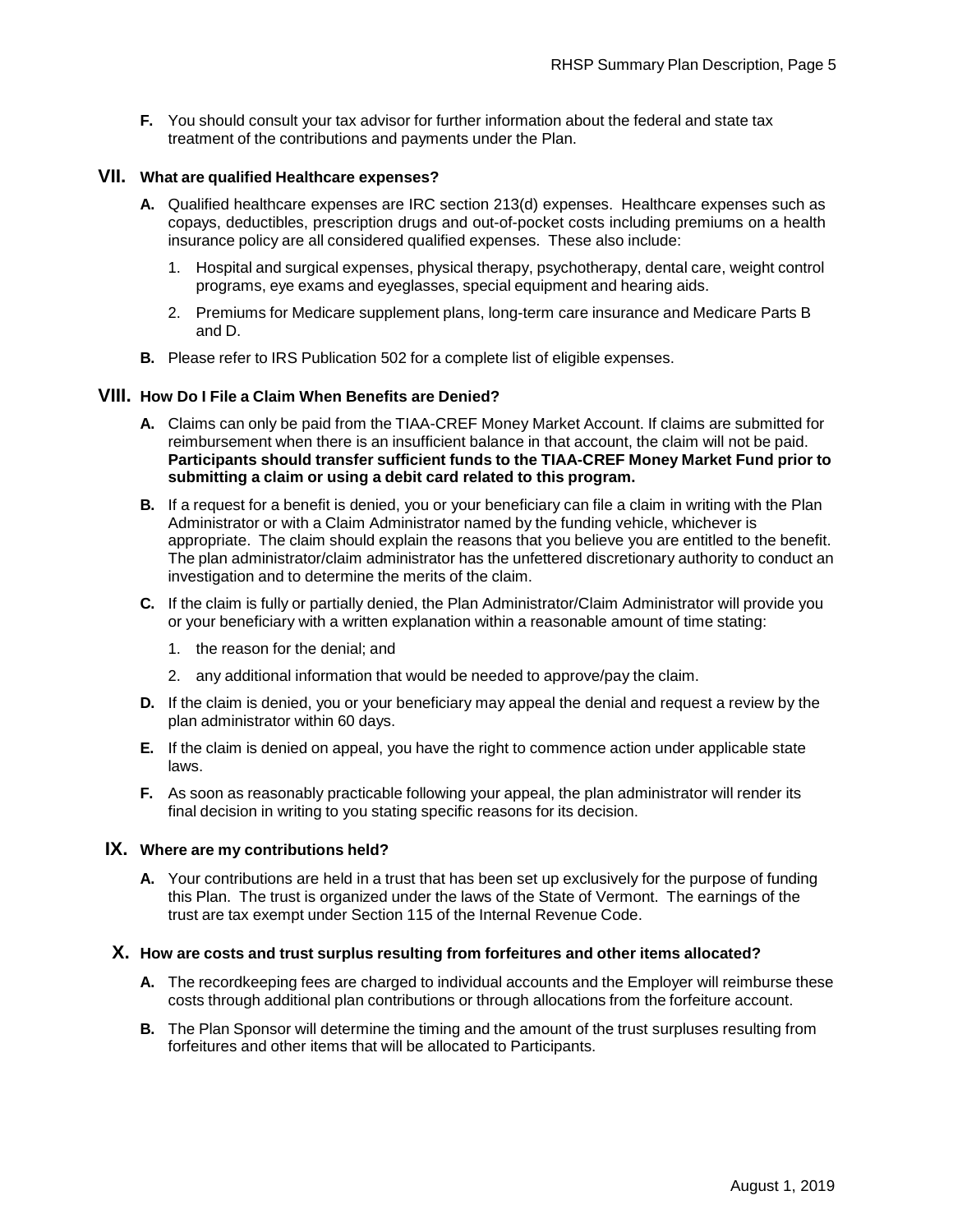**F.** You should consult your tax advisor for further information about the federal and state tax treatment of the contributions and payments under the Plan.

## VII. What are qualified Healthcare expenses?

**A.** Qualified healthcare expenses are IRC section 213(d) expenses. Healthcare expenses such as copays, deductibles, prescription drugs and out-of-pocket costs including premiums on a health insurance policy are all considered qualified expenses. These also include:

1. Hospital and surgical expenses, physical therapy, psychotherapy, dental care, weight control programs, eye exams and eyeglasses, special equipment and hearing aids.
2. Premiums for Medicare supplement plans, long-term care insurance and Medicare Parts B and D.

**B.** Please refer to IRS Publication 502 for a complete list of eligible expenses.

## VIII. How Do I File a Claim When Benefits are Denied?

**A.** Claims can only be paid from the TIAA-CREF Money Market Account. If claims are submitted for reimbursement when there is an insufficient balance in that account, the claim will not be paid. **Participants should transfer sufficient funds to the TIAA-CREF Money Market Fund prior to submitting a claim or using a debit card related to this program.**

**B.** If a request for a benefit is denied, you or your beneficiary can file a claim in writing with the Plan Administrator or with a Claim Administrator named by the funding vehicle, whichever is appropriate. The claim should explain the reasons that you believe you are entitled to the benefit. The plan administrator/claim administrator has the unfettered discretionary authority to conduct an investigation and to determine the merits of the claim.

**C.** If the claim is fully or partially denied, the Plan Administrator/Claim Administrator will provide you or your beneficiary with a written explanation within a reasonable amount of time stating:

1. the reason for the denial; and
2. any additional information that would be needed to approve/pay the claim.

**D.** If the claim is denied, you or your beneficiary may appeal the denial and request a review by the plan administrator within 60 days.

**E.** If the claim is denied on appeal, you have the right to commence action under applicable state laws.

**F.** As soon as reasonably practicable following your appeal, the plan administrator will render its final decision in writing to you stating specific reasons for its decision.

## IX. Where are my contributions held?

**A.** Your contributions are held in a trust that has been set up exclusively for the purpose of funding this Plan. The trust is organized under the laws of the State of Vermont. The earnings of the trust are tax exempt under Section 115 of the Internal Revenue Code.

## X. How are costs and trust surplus resulting from forfeitures and other items allocated?

**A.** The recordkeeping fees are charged to individual accounts and the Employer will reimburse these costs through additional plan contributions or through allocations from the forfeiture account.

**B.** The Plan Sponsor will determine the timing and the amount of the trust surpluses resulting from forfeitures and other items that will be allocated to Participants.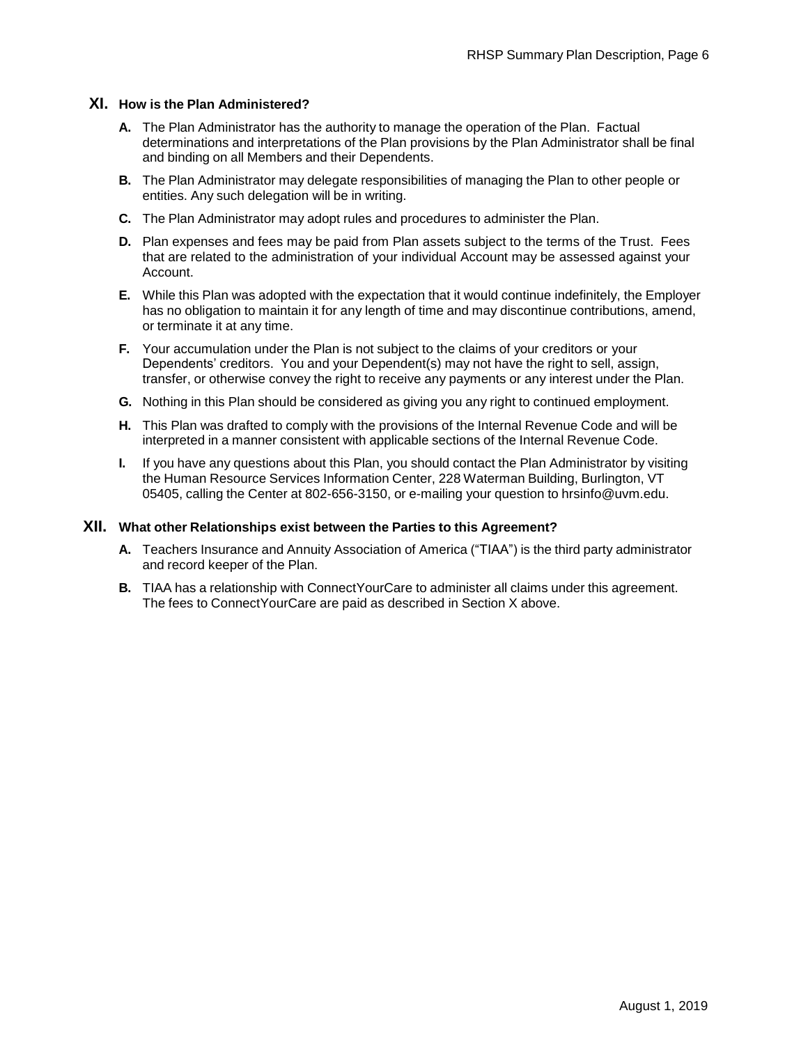## XI. How is the Plan Administered?

**A.** The Plan Administrator has the authority to manage the operation of the Plan. Factual determinations and interpretations of the Plan provisions by the Plan Administrator shall be final and binding on all Members and their Dependents.

**B.** The Plan Administrator may delegate responsibilities of managing the Plan to other people or entities. Any such delegation will be in writing.

**C.** The Plan Administrator may adopt rules and procedures to administer the Plan.

**D.** Plan expenses and fees may be paid from Plan assets subject to the terms of the Trust. Fees that are related to the administration of your individual Account may be assessed against your Account.

**E.** While this Plan was adopted with the expectation that it would continue indefinitely, the Employer has no obligation to maintain it for any length of time and may discontinue contributions, amend, or terminate it at any time.

**F.** Your accumulation under the Plan is not subject to the claims of your creditors or your Dependents' creditors. You and your Dependent(s) may not have the right to sell, assign, transfer, or otherwise convey the right to receive any payments or any interest under the Plan.

**G.** Nothing in this Plan should be considered as giving you any right to continued employment.

**H.** This Plan was drafted to comply with the provisions of the Internal Revenue Code and will be interpreted in a manner consistent with applicable sections of the Internal Revenue Code.

**I.** If you have any questions about this Plan, you should contact the Plan Administrator by visiting the Human Resource Services Information Center, 228 Waterman Building, Burlington, VT 05405, calling the Center at 802-656-3150, or e-mailing your question to hrsinfo@uvm.edu.

## XII. What other Relationships exist between the Parties to this Agreement?

**A.** Teachers Insurance and Annuity Association of America ("TIAA") is the third party administrator and record keeper of the Plan.

**B.** TIAA has a relationship with ConnectYourCare to administer all claims under this agreement. The fees to ConnectYourCare are paid as described in Section X above.

August 1, 2019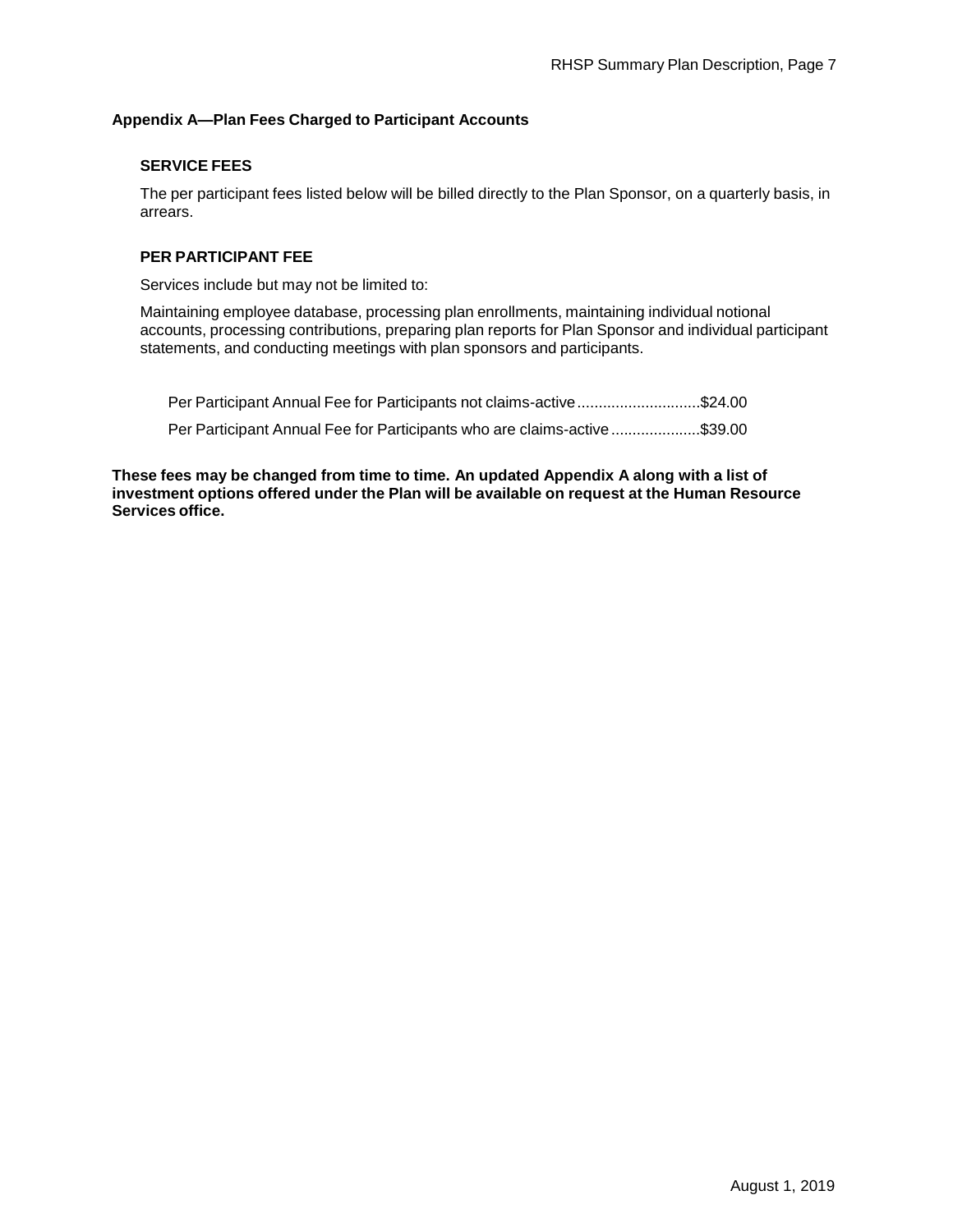## Appendix A—Plan Fees Charged to Participant Accounts

### SERVICE FEES

The per participant fees listed below will be billed directly to the Plan Sponsor, on a quarterly basis, in arrears.

### PER PARTICIPANT FEE

Services include but may not be limited to:

Maintaining employee database, processing plan enrollments, maintaining individual notional accounts, processing contributions, preparing plan reports for Plan Sponsor and individual participant statements, and conducting meetings with plan sponsors and participants.

Per Participant Annual Fee for Participants not claims-active............................$24.00

Per Participant Annual Fee for Participants who are claims-active....................$39.00

**These fees may be changed from time to time. An updated Appendix A along with a list of investment options offered under the Plan will be available on request at the Human Resource Services office.**

August 1, 2019